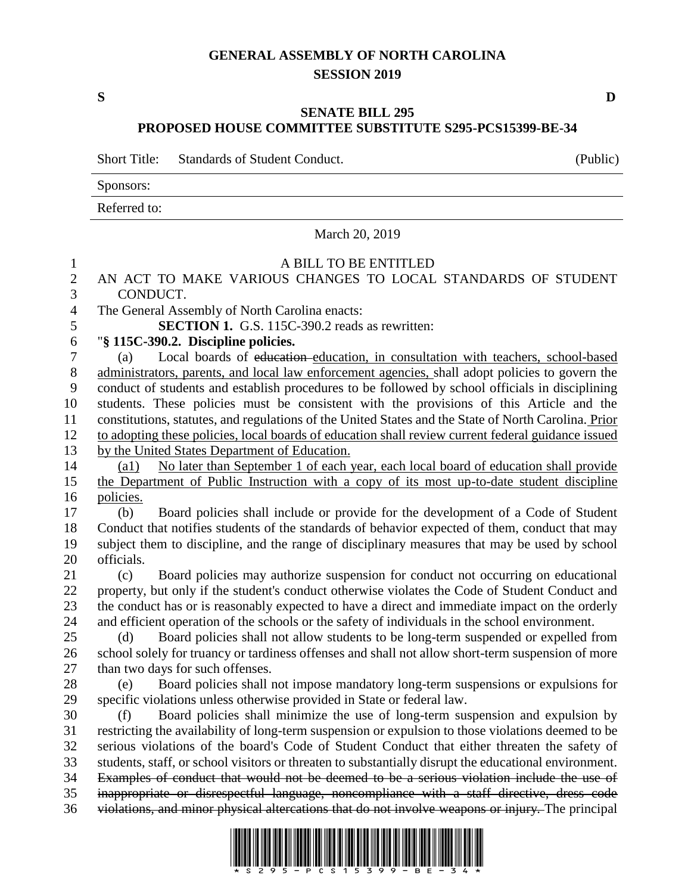# GENERAL ASSEMBLY OF NORTH CAROLINA
## SESSION 2019

**S** **D**

## SENATE BILL 295
## PROPOSED HOUSE COMMITTEE SUBSTITUTE S295-PCS15399-BE-34

Short Title: Standards of Student Conduct. (Public)

Sponsors:

Referred to:

March 20, 2019

A BILL TO BE ENTITLED

AN ACT TO MAKE VARIOUS CHANGES TO LOCAL STANDARDS OF STUDENT CONDUCT.

The General Assembly of North Carolina enacts:

**SECTION 1.** G.S. 115C-390.2 reads as rewritten:

"**§ 115C-390.2. Discipline policies.**

(a) Local boards of ~~education~~ education, in consultation with teachers, school-based administrators, parents, and local law enforcement agencies, shall adopt policies to govern the conduct of students and establish procedures to be followed by school officials in disciplining students. These policies must be consistent with the provisions of this Article and the constitutions, statutes, and regulations of the United States and the State of North Carolina. Prior to adopting these policies, local boards of education shall review current federal guidance issued by the United States Department of Education.

(a1) No later than September 1 of each year, each local board of education shall provide the Department of Public Instruction with a copy of its most up-to-date student discipline policies.

(b) Board policies shall include or provide for the development of a Code of Student Conduct that notifies students of the standards of behavior expected of them, conduct that may subject them to discipline, and the range of disciplinary measures that may be used by school officials.

(c) Board policies may authorize suspension for conduct not occurring on educational property, but only if the student's conduct otherwise violates the Code of Student Conduct and the conduct has or is reasonably expected to have a direct and immediate impact on the orderly and efficient operation of the schools or the safety of individuals in the school environment.

(d) Board policies shall not allow students to be long-term suspended or expelled from school solely for truancy or tardiness offenses and shall not allow short-term suspension of more than two days for such offenses.

(e) Board policies shall not impose mandatory long-term suspensions or expulsions for specific violations unless otherwise provided in State or federal law.

(f) Board policies shall minimize the use of long-term suspension and expulsion by restricting the availability of long-term suspension or expulsion to those violations deemed to be serious violations of the board's Code of Student Conduct that either threaten the safety of students, staff, or school visitors or threaten to substantially disrupt the educational environment. ~~Examples of conduct that would not be deemed to be a serious violation include the use of inappropriate or disrespectful language, noncompliance with a staff directive, dress code violations, and minor physical altercations that do not involve weapons or injury.~~ The principal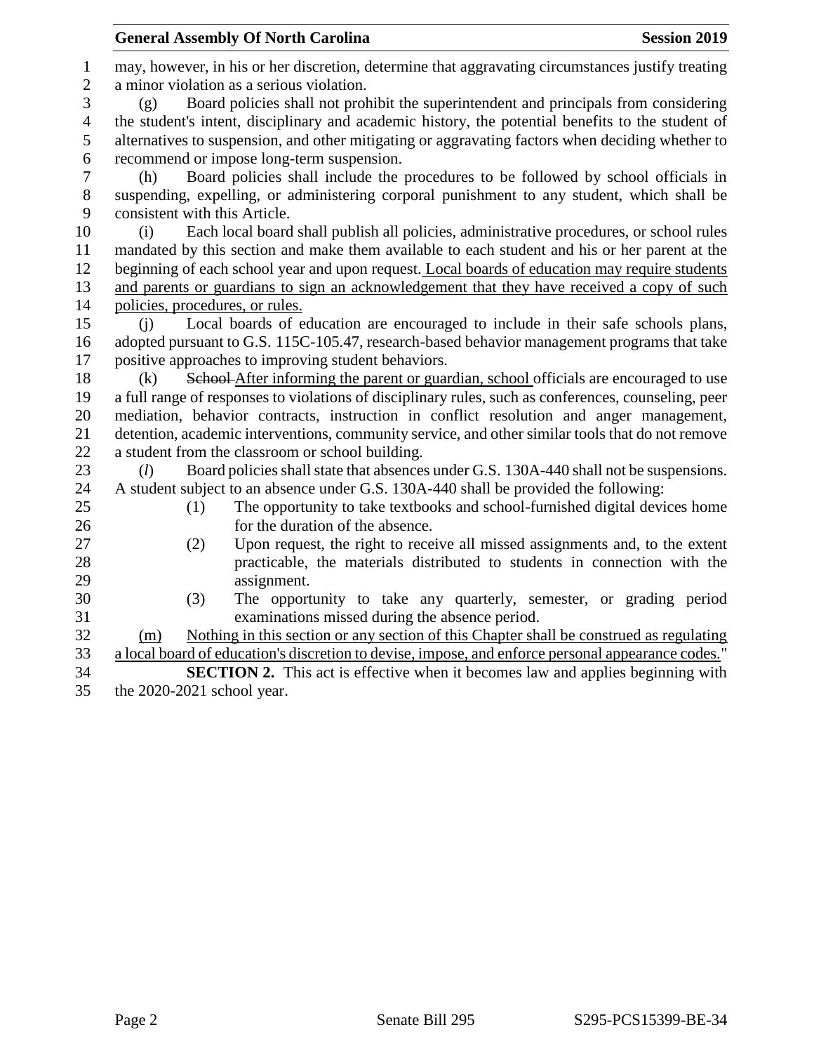may, however, in his or her discretion, determine that aggravating circumstances justify treating a minor violation as a serious violation.

(g) Board policies shall not prohibit the superintendent and principals from considering the student's intent, disciplinary and academic history, the potential benefits to the student of alternatives to suspension, and other mitigating or aggravating factors when deciding whether to recommend or impose long-term suspension.

(h) Board policies shall include the procedures to be followed by school officials in suspending, expelling, or administering corporal punishment to any student, which shall be consistent with this Article.

(i) Each local board shall publish all policies, administrative procedures, or school rules mandated by this section and make them available to each student and his or her parent at the beginning of each school year and upon request. <u>Local boards of education may require students and parents or guardians to sign an acknowledgement that they have received a copy of such policies, procedures, or rules.</u>

(j) Local boards of education are encouraged to include in their safe schools plans, adopted pursuant to G.S. 115C-105.47, research-based behavior management programs that take positive approaches to improving student behaviors.

(k) ~~School~~ <u>After informing the parent or guardian, school</u> officials are encouraged to use a full range of responses to violations of disciplinary rules, such as conferences, counseling, peer mediation, behavior contracts, instruction in conflict resolution and anger management, detention, academic interventions, community service, and other similar tools that do not remove a student from the classroom or school building.

(*l*) Board policies shall state that absences under G.S. 130A-440 shall not be suspensions. A student subject to an absence under G.S. 130A-440 shall be provided the following:

(1) The opportunity to take textbooks and school-furnished digital devices home for the duration of the absence.

(2) Upon request, the right to receive all missed assignments and, to the extent practicable, the materials distributed to students in connection with the assignment.

(3) The opportunity to take any quarterly, semester, or grading period examinations missed during the absence period.

<u>(m) Nothing in this section or any section of this Chapter shall be construed as regulating a local board of education's discretion to devise, impose, and enforce personal appearance codes.</u>"

**SECTION 2.** This act is effective when it becomes law and applies beginning with the 2020-2021 school year.